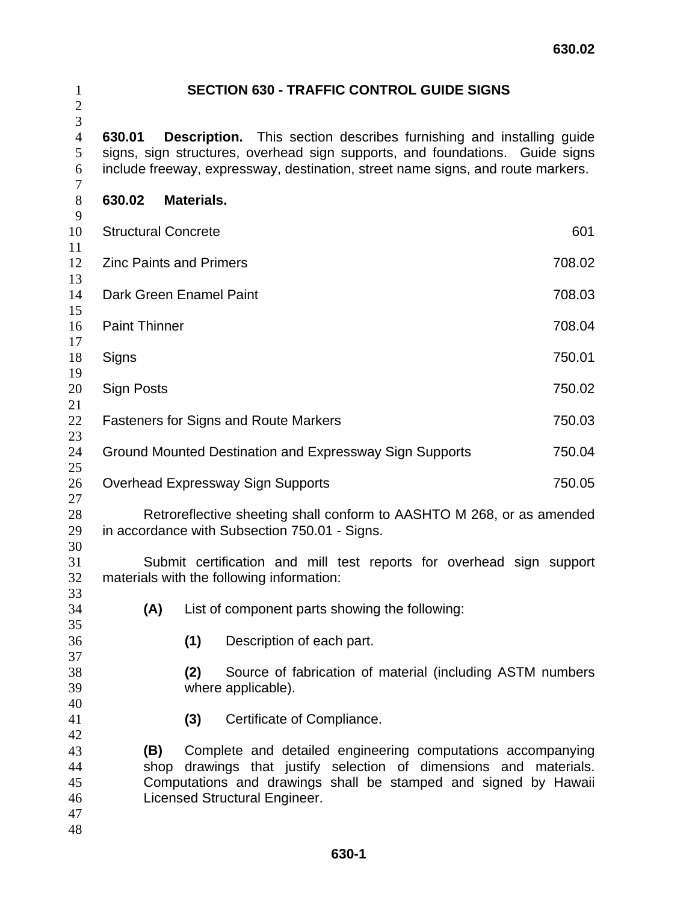# SECTION 630 - TRAFFIC CONTROL GUIDE SIGNS

**630.01 Description.** This section describes furnishing and installing guide signs, sign structures, overhead sign supports, and foundations. Guide signs include freeway, expressway, destination, street name signs, and route markers.

**630.02 Materials.**

| | |
|---|---|
| Structural Concrete | 601 |
| Zinc Paints and Primers | 708.02 |
| Dark Green Enamel Paint | 708.03 |
| Paint Thinner | 708.04 |
| Signs | 750.01 |
| Sign Posts | 750.02 |
| Fasteners for Signs and Route Markers | 750.03 |
| Ground Mounted Destination and Expressway Sign Supports | 750.04 |
| Overhead Expressway Sign Supports | 750.05 |

Retroreflective sheeting shall conform to AASHTO M 268, or as amended in accordance with Subsection 750.01 - Signs.

Submit certification and mill test reports for overhead sign support materials with the following information:

**(A)** List of component parts showing the following:

**(1)** Description of each part.

**(2)** Source of fabrication of material (including ASTM numbers where applicable).

**(3)** Certificate of Compliance.

**(B)** Complete and detailed engineering computations accompanying shop drawings that justify selection of dimensions and materials. Computations and drawings shall be stamped and signed by Hawaii Licensed Structural Engineer.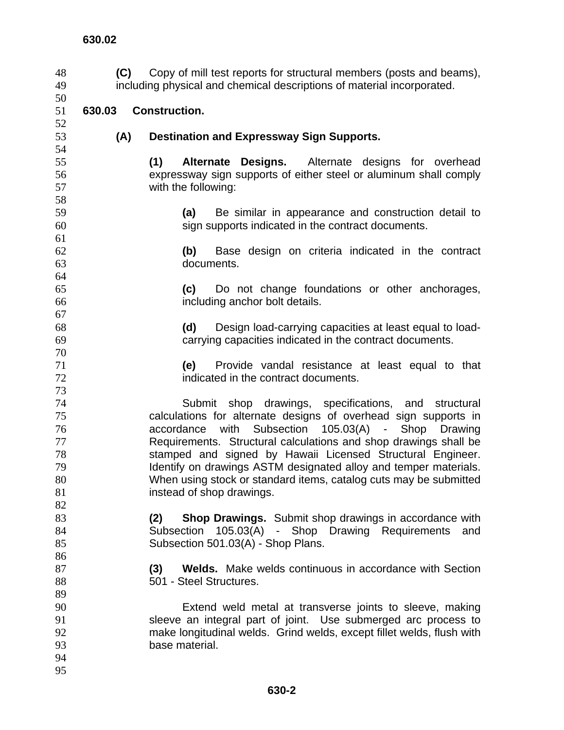**(C)** Copy of mill test reports for structural members (posts and beams), including physical and chemical descriptions of material incorporated.

## 630.03 Construction.

### (A) Destination and Expressway Sign Supports.

**(1) Alternate Designs.** Alternate designs for overhead expressway sign supports of either steel or aluminum shall comply with the following:

**(a)** Be similar in appearance and construction detail to sign supports indicated in the contract documents.

**(b)** Base design on criteria indicated in the contract documents.

**(c)** Do not change foundations or other anchorages, including anchor bolt details.

**(d)** Design load-carrying capacities at least equal to load-carrying capacities indicated in the contract documents.

**(e)** Provide vandal resistance at least equal to that indicated in the contract documents.

Submit shop drawings, specifications, and structural calculations for alternate designs of overhead sign supports in accordance with Subsection 105.03(A) - Shop Drawing Requirements. Structural calculations and shop drawings shall be stamped and signed by Hawaii Licensed Structural Engineer. Identify on drawings ASTM designated alloy and temper materials. When using stock or standard items, catalog cuts may be submitted instead of shop drawings.

**(2) Shop Drawings.** Submit shop drawings in accordance with Subsection 105.03(A) - Shop Drawing Requirements and Subsection 501.03(A) - Shop Plans.

**(3) Welds.** Make welds continuous in accordance with Section 501 - Steel Structures.

Extend weld metal at transverse joints to sleeve, making sleeve an integral part of joint. Use submerged arc process to make longitudinal welds. Grind welds, except fillet welds, flush with base material.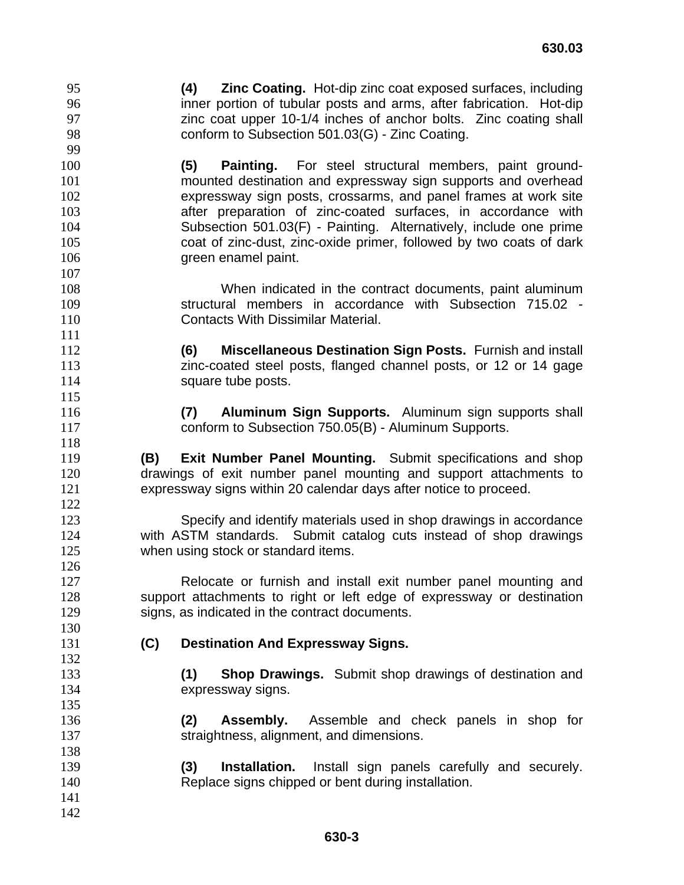**(4) Zinc Coating.** Hot-dip zinc coat exposed surfaces, including inner portion of tubular posts and arms, after fabrication. Hot-dip zinc coat upper 10-1/4 inches of anchor bolts. Zinc coating shall conform to Subsection 501.03(G) - Zinc Coating.

**(5) Painting.** For steel structural members, paint ground-mounted destination and expressway sign supports and overhead expressway sign posts, crossarms, and panel frames at work site after preparation of zinc-coated surfaces, in accordance with Subsection 501.03(F) - Painting. Alternatively, include one prime coat of zinc-dust, zinc-oxide primer, followed by two coats of dark green enamel paint.

When indicated in the contract documents, paint aluminum structural members in accordance with Subsection 715.02 - Contacts With Dissimilar Material.

**(6) Miscellaneous Destination Sign Posts.** Furnish and install zinc-coated steel posts, flanged channel posts, or 12 or 14 gage square tube posts.

**(7) Aluminum Sign Supports.** Aluminum sign supports shall conform to Subsection 750.05(B) - Aluminum Supports.

**(B) Exit Number Panel Mounting.** Submit specifications and shop drawings of exit number panel mounting and support attachments to expressway signs within 20 calendar days after notice to proceed.

Specify and identify materials used in shop drawings in accordance with ASTM standards. Submit catalog cuts instead of shop drawings when using stock or standard items.

Relocate or furnish and install exit number panel mounting and support attachments to right or left edge of expressway or destination signs, as indicated in the contract documents.

**(C) Destination And Expressway Signs.**

**(1) Shop Drawings.** Submit shop drawings of destination and expressway signs.

**(2) Assembly.** Assemble and check panels in shop for straightness, alignment, and dimensions.

**(3) Installation.** Install sign panels carefully and securely. Replace signs chipped or bent during installation.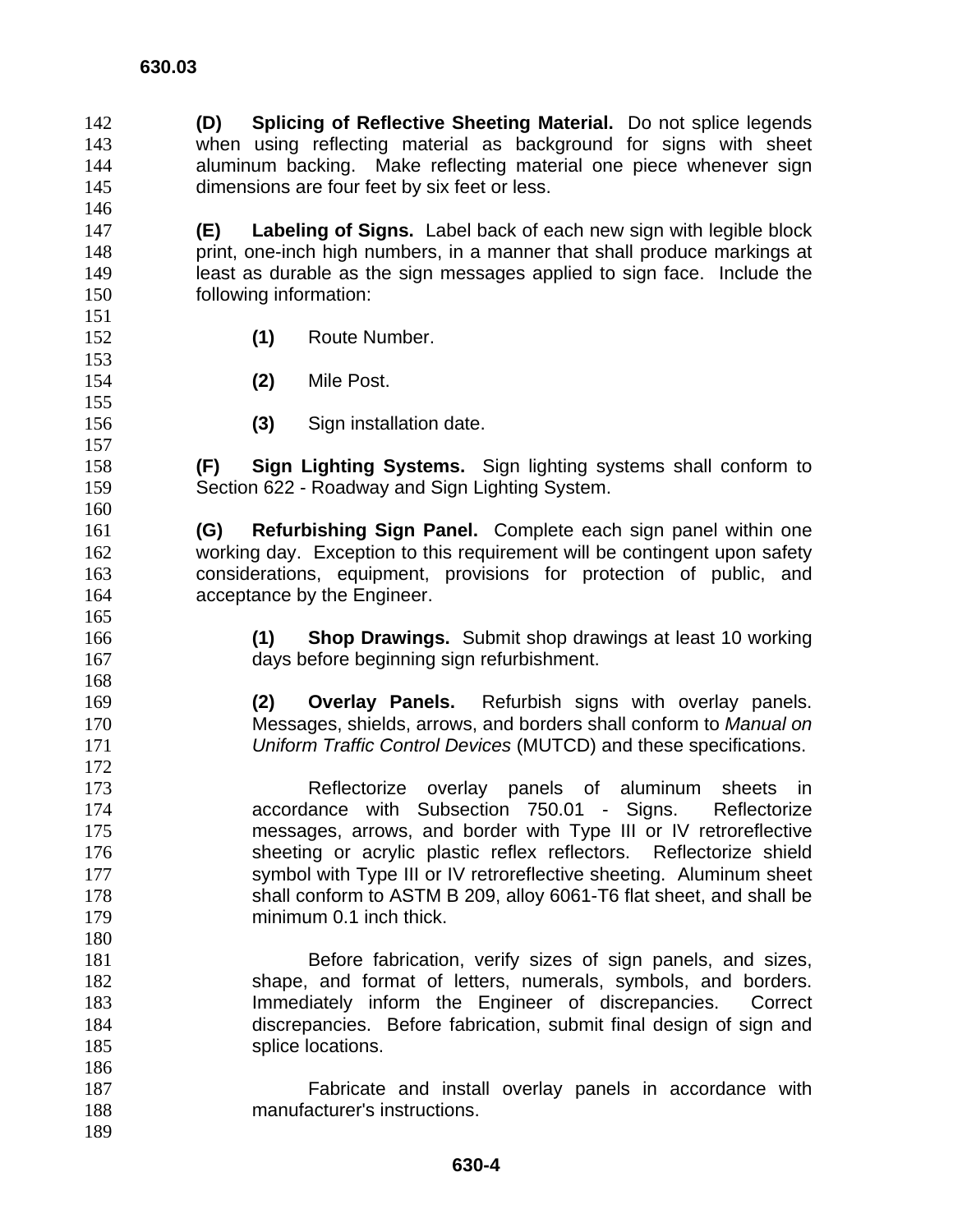**(D) Splicing of Reflective Sheeting Material.** Do not splice legends when using reflecting material as background for signs with sheet aluminum backing. Make reflecting material one piece whenever sign dimensions are four feet by six feet or less.

**(E) Labeling of Signs.** Label back of each new sign with legible block print, one-inch high numbers, in a manner that shall produce markings at least as durable as the sign messages applied to sign face. Include the following information:

**(1)** Route Number.

**(2)** Mile Post.

**(3)** Sign installation date.

**(F) Sign Lighting Systems.** Sign lighting systems shall conform to Section 622 - Roadway and Sign Lighting System.

**(G) Refurbishing Sign Panel.** Complete each sign panel within one working day. Exception to this requirement will be contingent upon safety considerations, equipment, provisions for protection of public, and acceptance by the Engineer.

**(1) Shop Drawings.** Submit shop drawings at least 10 working days before beginning sign refurbishment.

**(2) Overlay Panels.** Refurbish signs with overlay panels. Messages, shields, arrows, and borders shall conform to *Manual on Uniform Traffic Control Devices* (MUTCD) and these specifications.

Reflectorize overlay panels of aluminum sheets in accordance with Subsection 750.01 - Signs. Reflectorize messages, arrows, and border with Type III or IV retroreflective sheeting or acrylic plastic reflex reflectors. Reflectorize shield symbol with Type III or IV retroreflective sheeting. Aluminum sheet shall conform to ASTM B 209, alloy 6061-T6 flat sheet, and shall be minimum 0.1 inch thick.

Before fabrication, verify sizes of sign panels, and sizes, shape, and format of letters, numerals, symbols, and borders. Immediately inform the Engineer of discrepancies. Correct discrepancies. Before fabrication, submit final design of sign and splice locations.

Fabricate and install overlay panels in accordance with manufacturer's instructions.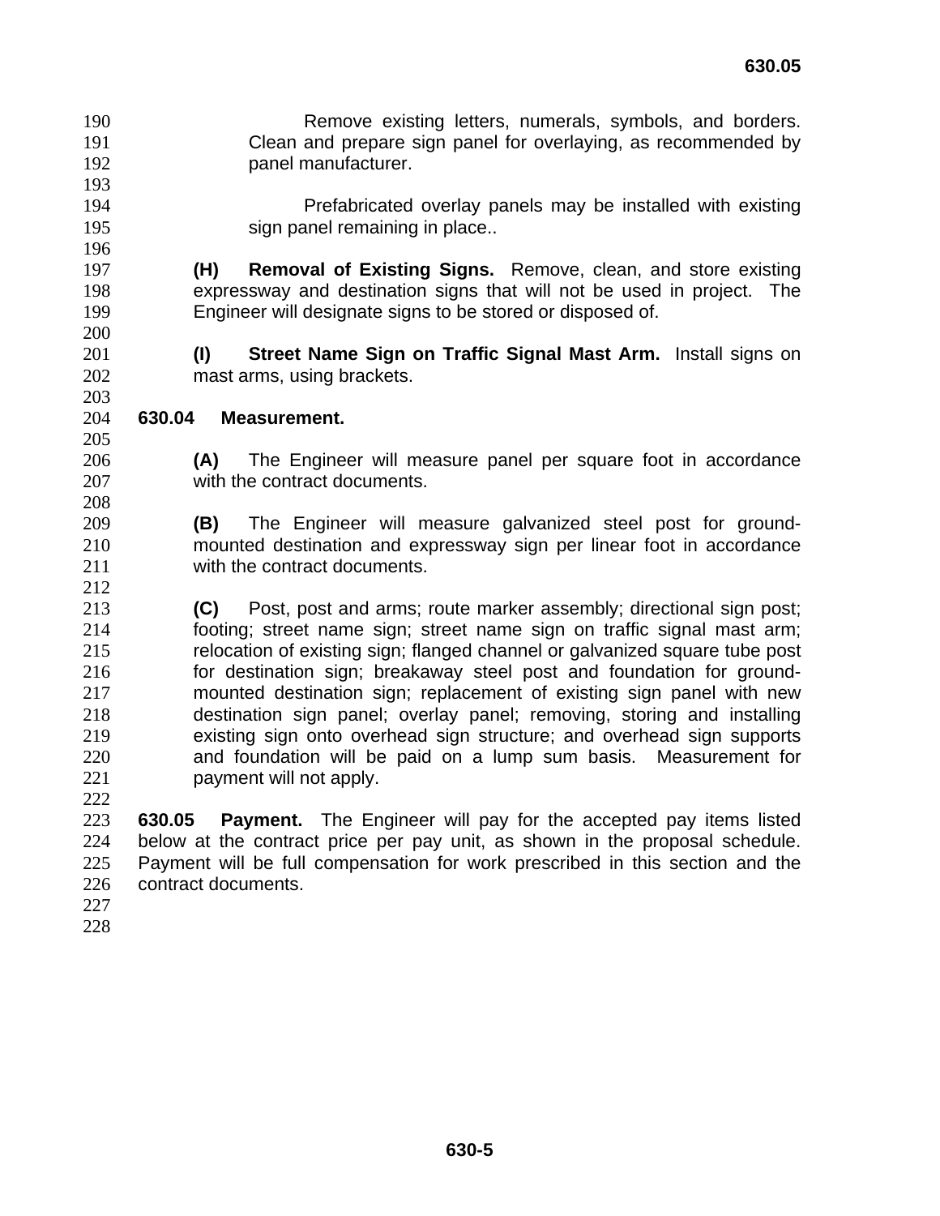Remove existing letters, numerals, symbols, and borders. Clean and prepare sign panel for overlaying, as recommended by panel manufacturer.

Prefabricated overlay panels may be installed with existing sign panel remaining in place..

**(H) Removal of Existing Signs.** Remove, clean, and store existing expressway and destination signs that will not be used in project. The Engineer will designate signs to be stored or disposed of.

**(I) Street Name Sign on Traffic Signal Mast Arm.** Install signs on mast arms, using brackets.

## 630.04 Measurement.

**(A)** The Engineer will measure panel per square foot in accordance with the contract documents.

**(B)** The Engineer will measure galvanized steel post for ground-mounted destination and expressway sign per linear foot in accordance with the contract documents.

**(C)** Post, post and arms; route marker assembly; directional sign post; footing; street name sign; street name sign on traffic signal mast arm; relocation of existing sign; flanged channel or galvanized square tube post for destination sign; breakaway steel post and foundation for ground-mounted destination sign; replacement of existing sign panel with new destination sign panel; overlay panel; removing, storing and installing existing sign onto overhead sign structure; and overhead sign supports and foundation will be paid on a lump sum basis. Measurement for payment will not apply.

**630.05 Payment.** The Engineer will pay for the accepted pay items listed below at the contract price per pay unit, as shown in the proposal schedule. Payment will be full compensation for work prescribed in this section and the contract documents.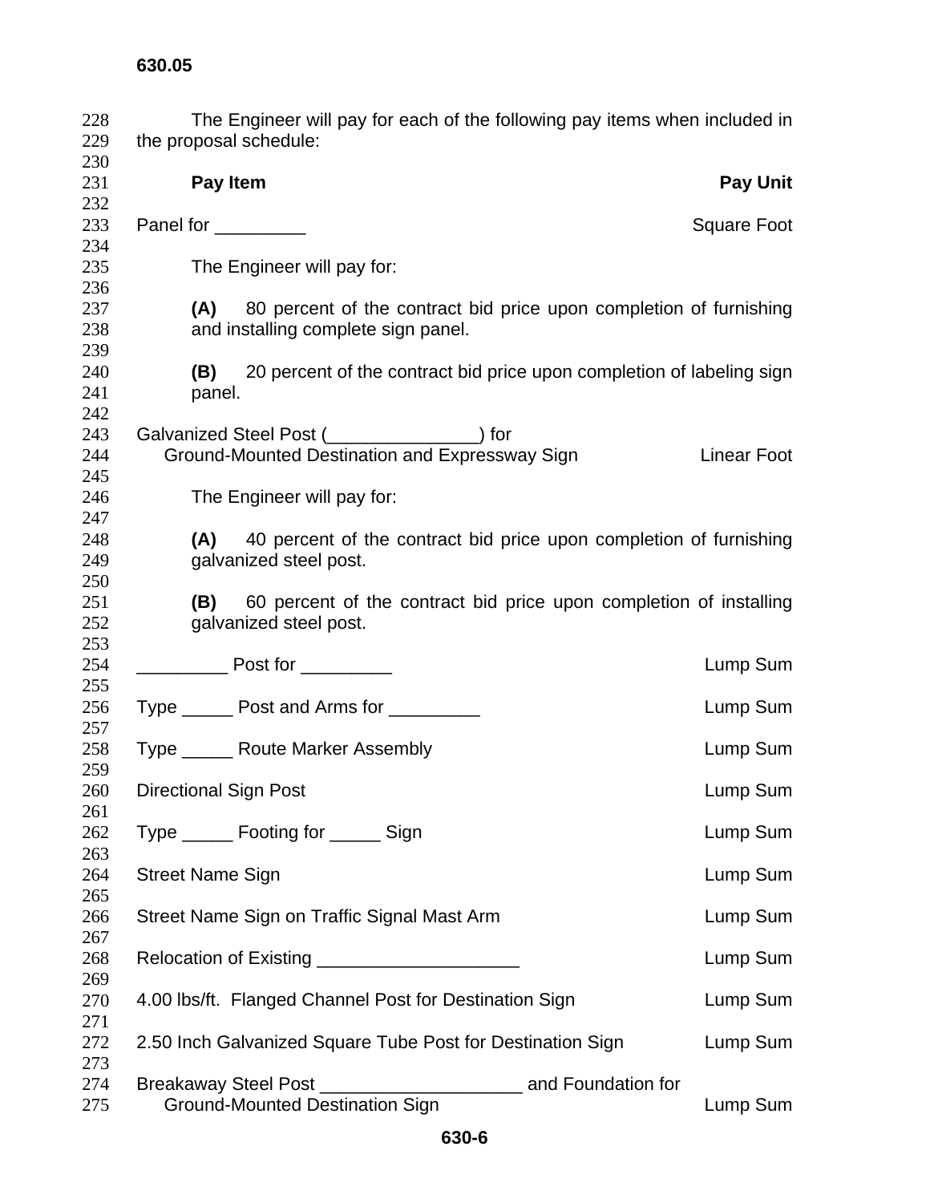The Engineer will pay for each of the following pay items when included in the proposal schedule:

| Pay Item | Pay Unit |
|---|---|
| Panel for _________ | Square Foot |

The Engineer will pay for:

**(A)** 80 percent of the contract bid price upon completion of furnishing and installing complete sign panel.

**(B)** 20 percent of the contract bid price upon completion of labeling sign panel.

| Pay Item | Pay Unit |
|---|---|
| Galvanized Steel Post (_______________) for Ground-Mounted Destination and Expressway Sign | Linear Foot |

The Engineer will pay for:

**(A)** 40 percent of the contract bid price upon completion of furnishing galvanized steel post.

**(B)** 60 percent of the contract bid price upon completion of installing galvanized steel post.

| Pay Item | Pay Unit |
|---|---|
| _________ Post for _________ | Lump Sum |
| Type _____ Post and Arms for _________ | Lump Sum |
| Type _____ Route Marker Assembly | Lump Sum |
| Directional Sign Post | Lump Sum |
| Type _____ Footing for _____ Sign | Lump Sum |
| Street Name Sign | Lump Sum |
| Street Name Sign on Traffic Signal Mast Arm | Lump Sum |
| Relocation of Existing ____________________ | Lump Sum |
| 4.00 lbs/ft. Flanged Channel Post for Destination Sign | Lump Sum |
| 2.50 Inch Galvanized Square Tube Post for Destination Sign | Lump Sum |
| Breakaway Steel Post ____________________ and Foundation for Ground-Mounted Destination Sign | Lump Sum |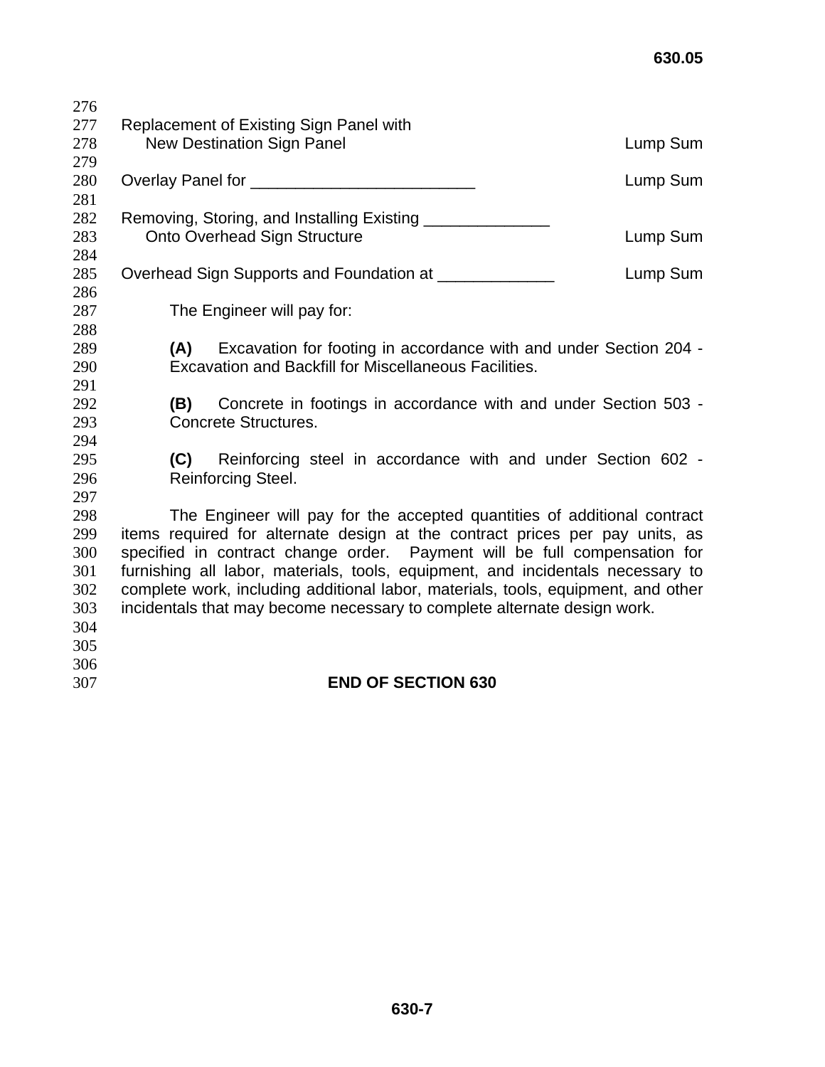Replacement of Existing Sign Panel with
New Destination Sign Panel — Lump Sum

Overlay Panel for _________________________ — Lump Sum

Removing, Storing, and Installing Existing ______________
Onto Overhead Sign Structure — Lump Sum

Overhead Sign Supports and Foundation at _____________ — Lump Sum

The Engineer will pay for:

**(A)** Excavation for footing in accordance with and under Section 204 - Excavation and Backfill for Miscellaneous Facilities.

**(B)** Concrete in footings in accordance with and under Section 503 - Concrete Structures.

**(C)** Reinforcing steel in accordance with and under Section 602 - Reinforcing Steel.

The Engineer will pay for the accepted quantities of additional contract items required for alternate design at the contract prices per pay units, as specified in contract change order. Payment will be full compensation for furnishing all labor, materials, tools, equipment, and incidentals necessary to complete work, including additional labor, materials, tools, equipment, and other incidentals that may become necessary to complete alternate design work.

**END OF SECTION 630**